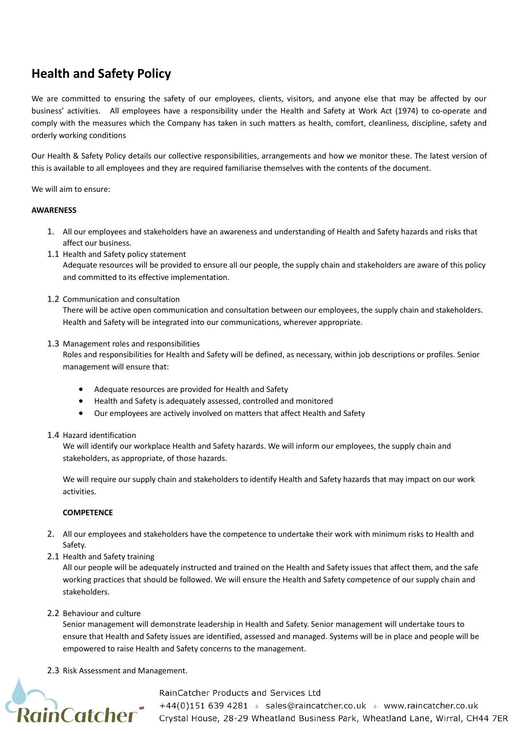# Health and Safety Policy

We are committed to ensuring the safety of our employees, clients, visitors, and anyone else that may be affected by our business' activities. All employees have a responsibility under the Health and Safety at Work Act (1974) to co-operate and comply with the measures which the Company has taken in such matters as health, comfort, cleanliness, discipline, safety and orderly working conditions

Our Health & Safety Policy details our collective responsibilities, arrangements and how we monitor these. The latest version of this is available to all employees and they are required familiarise themselves with the contents of the document.

We will aim to ensure:

**AWARENESS**

1. All our employees and stakeholders have an awareness and understanding of Health and Safety hazards and risks that affect our business.

1.1 Health and Safety policy statement
Adequate resources will be provided to ensure all our people, the supply chain and stakeholders are aware of this policy and committed to its effective implementation.

1.2 Communication and consultation
There will be active open communication and consultation between our employees, the supply chain and stakeholders. Health and Safety will be integrated into our communications, wherever appropriate.

1.3 Management roles and responsibilities
Roles and responsibilities for Health and Safety will be defined, as necessary, within job descriptions or profiles. Senior management will ensure that:

- Adequate resources are provided for Health and Safety
- Health and Safety is adequately assessed, controlled and monitored
- Our employees are actively involved on matters that affect Health and Safety

1.4 Hazard identification
We will identify our workplace Health and Safety hazards. We will inform our employees, the supply chain and stakeholders, as appropriate, of those hazards.

We will require our supply chain and stakeholders to identify Health and Safety hazards that may impact on our work activities.

**COMPETENCE**

2. All our employees and stakeholders have the competence to undertake their work with minimum risks to Health and Safety.

2.1 Health and Safety training
All our people will be adequately instructed and trained on the Health and Safety issues that affect them, and the safe working practices that should be followed. We will ensure the Health and Safety competence of our supply chain and stakeholders.

2.2 Behaviour and culture
Senior management will demonstrate leadership in Health and Safety. Senior management will undertake tours to ensure that Health and Safety issues are identified, assessed and managed. Systems will be in place and people will be empowered to raise Health and Safety concerns to the management.

2.3 Risk Assessment and Management.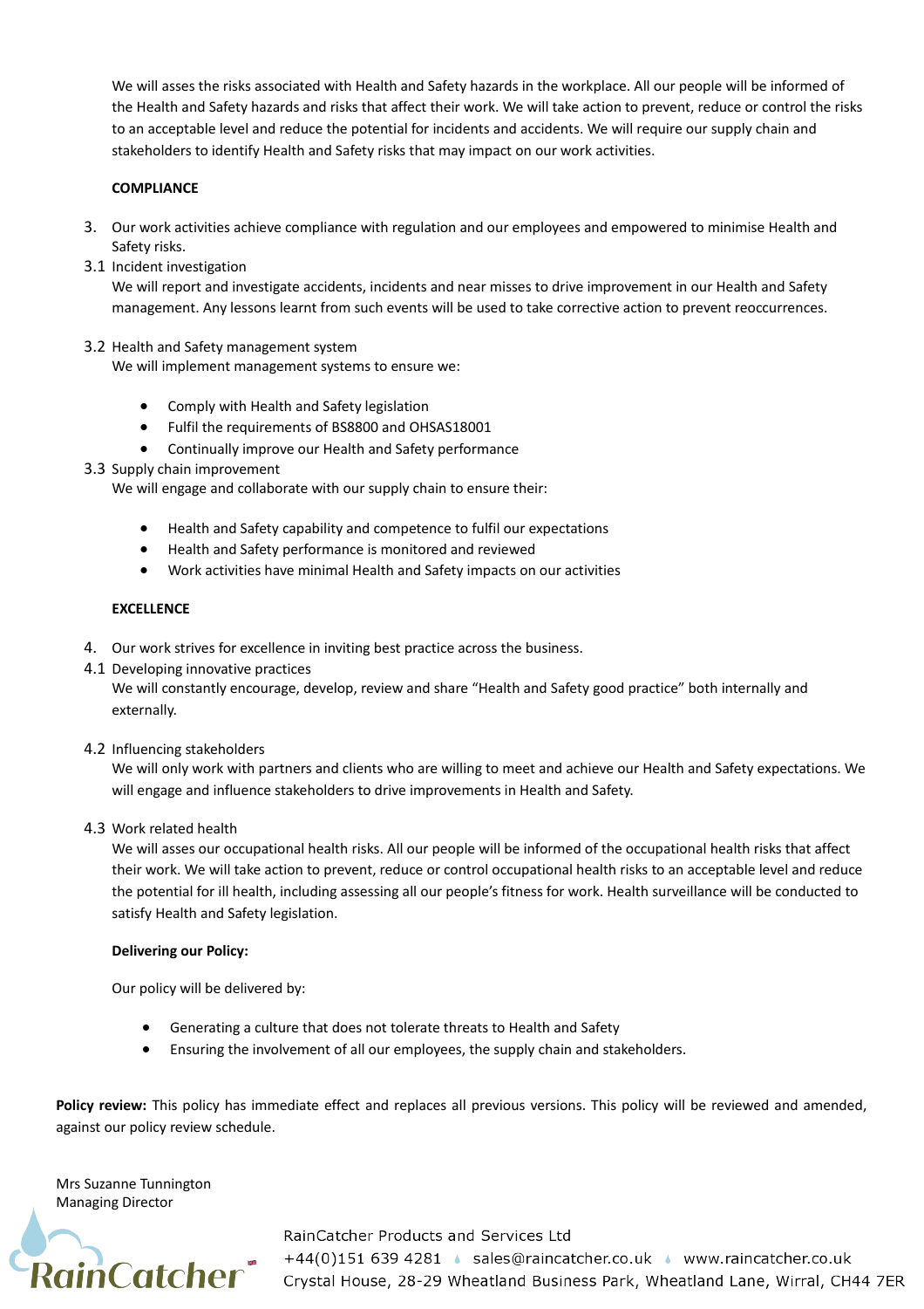We will asses the risks associated with Health and Safety hazards in the workplace. All our people will be informed of the Health and Safety hazards and risks that affect their work. We will take action to prevent, reduce or control the risks to an acceptable level and reduce the potential for incidents and accidents. We will require our supply chain and stakeholders to identify Health and Safety risks that may impact on our work activities.

**COMPLIANCE**

3. Our work activities achieve compliance with regulation and our employees and empowered to minimise Health and Safety risks.

3.1 Incident investigation
We will report and investigate accidents, incidents and near misses to drive improvement in our Health and Safety management. Any lessons learnt from such events will be used to take corrective action to prevent reoccurrences.

3.2 Health and Safety management system
We will implement management systems to ensure we:

- Comply with Health and Safety legislation
- Fulfil the requirements of BS8800 and OHSAS18001
- Continually improve our Health and Safety performance

3.3 Supply chain improvement
We will engage and collaborate with our supply chain to ensure their:

- Health and Safety capability and competence to fulfil our expectations
- Health and Safety performance is monitored and reviewed
- Work activities have minimal Health and Safety impacts on our activities

**EXCELLENCE**

4. Our work strives for excellence in inviting best practice across the business.

4.1 Developing innovative practices
We will constantly encourage, develop, review and share "Health and Safety good practice" both internally and externally.

4.2 Influencing stakeholders
We will only work with partners and clients who are willing to meet and achieve our Health and Safety expectations. We will engage and influence stakeholders to drive improvements in Health and Safety.

4.3 Work related health
We will asses our occupational health risks. All our people will be informed of the occupational health risks that affect their work. We will take action to prevent, reduce or control occupational health risks to an acceptable level and reduce the potential for ill health, including assessing all our people's fitness for work. Health surveillance will be conducted to satisfy Health and Safety legislation.

**Delivering our Policy:**

Our policy will be delivered by:

- Generating a culture that does not tolerate threats to Health and Safety
- Ensuring the involvement of all our employees, the supply chain and stakeholders.

**Policy review:** This policy has immediate effect and replaces all previous versions. This policy will be reviewed and amended, against our policy review schedule.

Mrs Suzanne Tunnington
Managing Director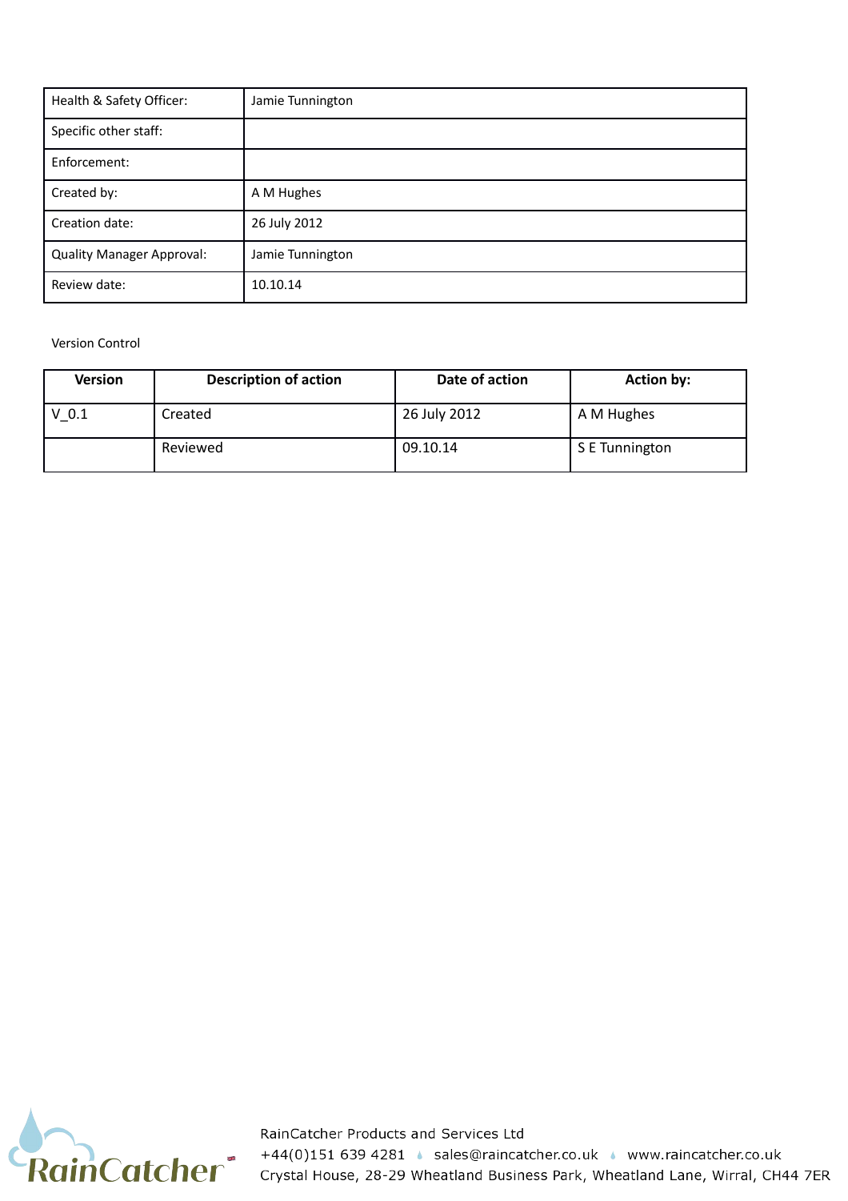| | |
|---|---|
| Health & Safety Officer: | Jamie Tunnington |
| Specific other staff: | |
| Enforcement: | |
| Created by: | A M Hughes |
| Creation date: | 26 July 2012 |
| Quality Manager Approval: | Jamie Tunnington |
| Review date: | 10.10.14 |

Version Control

| Version | Description of action | Date of action | Action by: |
|---|---|---|---|
| V_0.1 | Created | 26 July 2012 | A M Hughes |
| | Reviewed | 09.10.14 | S E Tunnington |